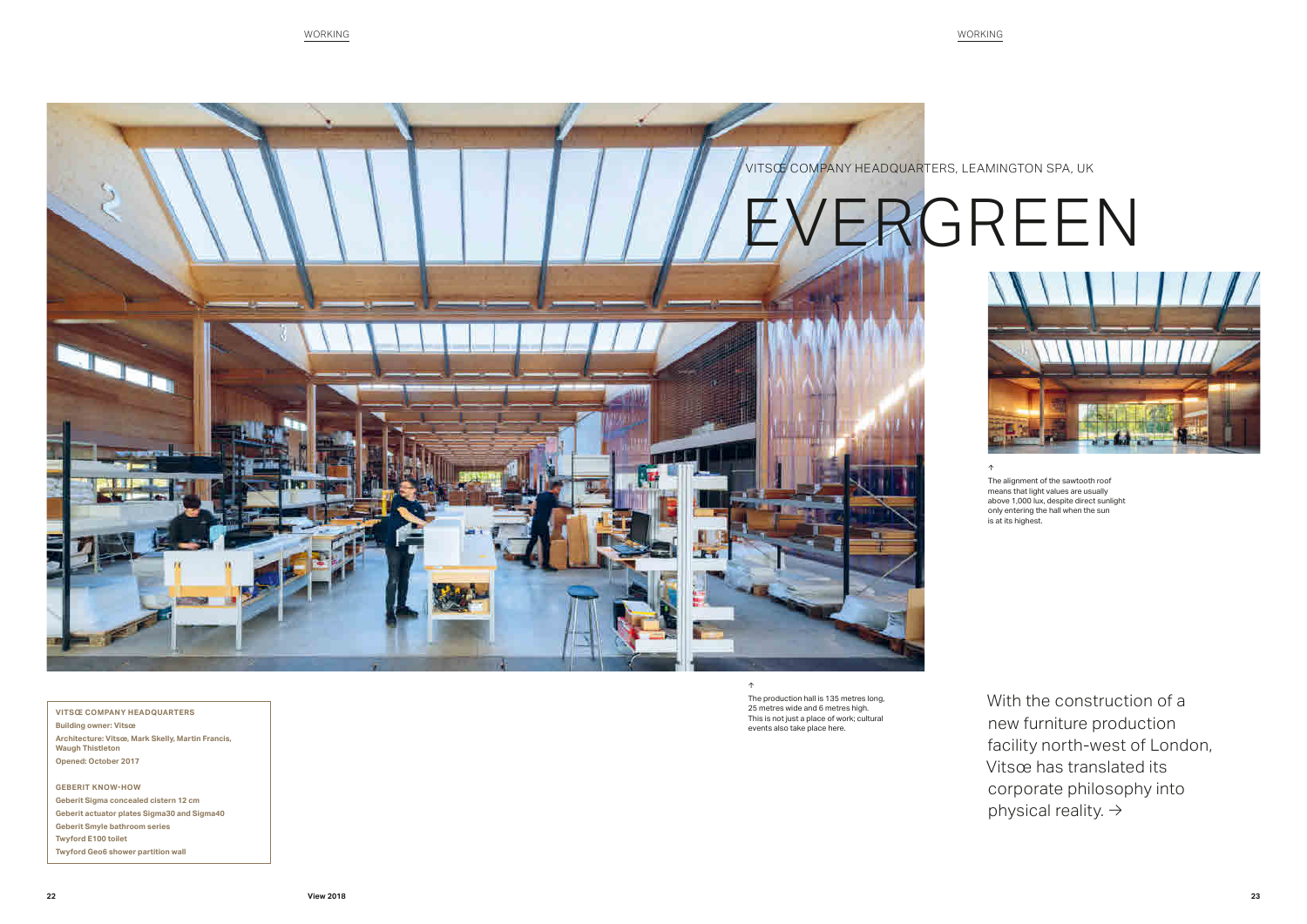VITSŒ COMPANY HEADQUARTERS, LEAMINGTON SPA, UK

# EVERGREEN

↑

The alignment of the sawtooth roof means that light values are usually above 1,000 lux, despite direct sunlight only entering the hall when the sun is at its highest.

↑

The production hall is 135 metres long, 25 metres wide and 6 metres high. This is not just a place of work; cultural events also take place here.

With the construction of a new furniture production facility north-west of London, Vitsœ has translated its corporate philosophy into physical reality. →

**VITSŒ COMPANY HEADQUARTERS**

**Building owner: Vitsœ**

**Architecture: Vitsœ, Mark Skelly, Martin Francis, Waugh Thistleton**

**Opened: October 2017**

**GEBERIT KNOW-HOW**

**Geberit Sigma concealed cistern 12 cm**

**Geberit actuator plates Sigma30 and Sigma40**

**Geberit Smyle bathroom series**

**Twyford E100 toilet**

**Twyford Geo6 shower partition wall**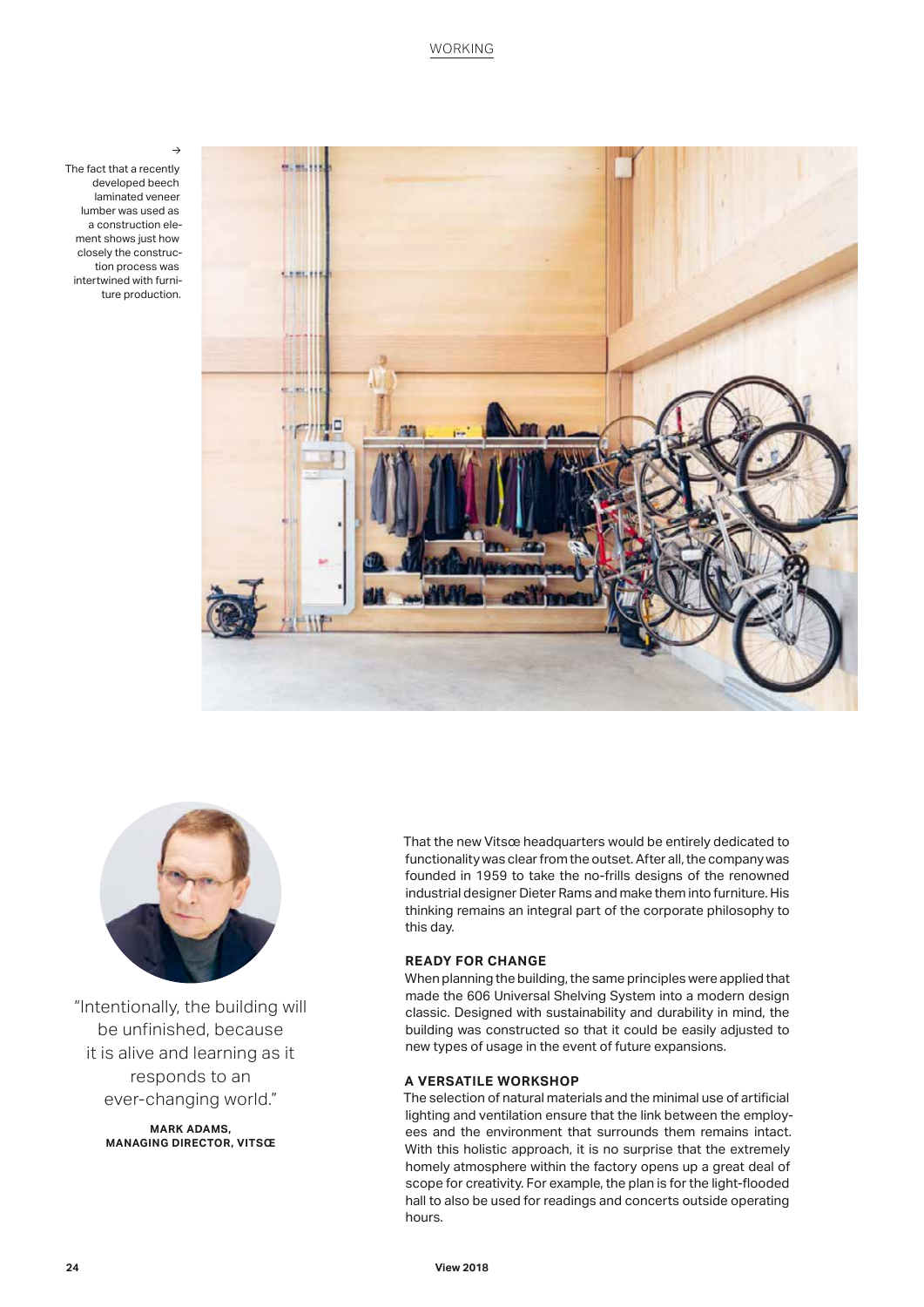→ The fact that a recently developed beech laminated veneer lumber was used as a construction element shows just how closely the construction process was intertwined with furniture production.

"Intentionally, the building will be unfinished, because it is alive and learning as it responds to an ever-changing world."

**MARK ADAMS, MANAGING DIRECTOR, VITSŒ**

That the new Vitsœ headquarters would be entirely dedicated to functionality was clear from the outset. After all, the company was founded in 1959 to take the no-frills designs of the renowned industrial designer Dieter Rams and make them into furniture. His thinking remains an integral part of the corporate philosophy to this day.

### READY FOR CHANGE

When planning the building, the same principles were applied that made the 606 Universal Shelving System into a modern design classic. Designed with sustainability and durability in mind, the building was constructed so that it could be easily adjusted to new types of usage in the event of future expansions.

### A VERSATILE WORKSHOP

The selection of natural materials and the minimal use of artificial lighting and ventilation ensure that the link between the employees and the environment that surrounds them remains intact. With this holistic approach, it is no surprise that the extremely homely atmosphere within the factory opens up a great deal of scope for creativity. For example, the plan is for the light-flooded hall to also be used for readings and concerts outside operating hours.